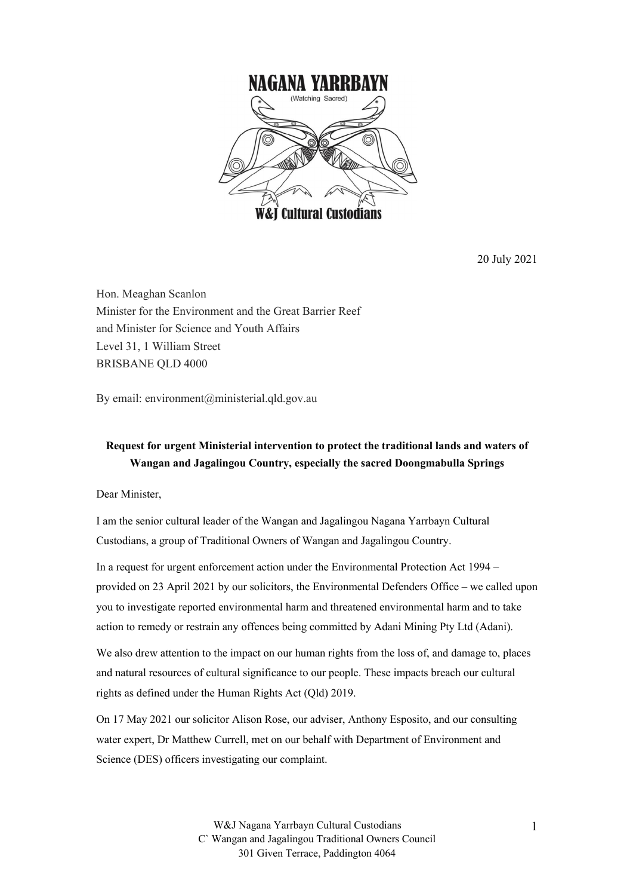**NAGANA YARRBAYN**

(Watching Sacred)

**W&J Cultural Custodians**

20 July 2021

Hon. Meaghan Scanlon
Minister for the Environment and the Great Barrier Reef
and Minister for Science and Youth Affairs
Level 31, 1 William Street
BRISBANE QLD 4000

By email: environment@ministerial.qld.gov.au

**Request for urgent Ministerial intervention to protect the traditional lands and waters of Wangan and Jagalingou Country, especially the sacred Doongmabulla Springs**

Dear Minister,

I am the senior cultural leader of the Wangan and Jagalingou Nagana Yarrbayn Cultural Custodians, a group of Traditional Owners of Wangan and Jagalingou Country.

In a request for urgent enforcement action under the Environmental Protection Act 1994 – provided on 23 April 2021 by our solicitors, the Environmental Defenders Office – we called upon you to investigate reported environmental harm and threatened environmental harm and to take action to remedy or restrain any offences being committed by Adani Mining Pty Ltd (Adani).

We also drew attention to the impact on our human rights from the loss of, and damage to, places and natural resources of cultural significance to our people. These impacts breach our cultural rights as defined under the Human Rights Act (Qld) 2019.

On 17 May 2021 our solicitor Alison Rose, our adviser, Anthony Esposito, and our consulting water expert, Dr Matthew Currell, met on our behalf with Department of Environment and Science (DES) officers investigating our complaint.

W&J Nagana Yarrbayn Cultural Custodians
C` Wangan and Jagalingou Traditional Owners Council
301 Given Terrace, Paddington 4064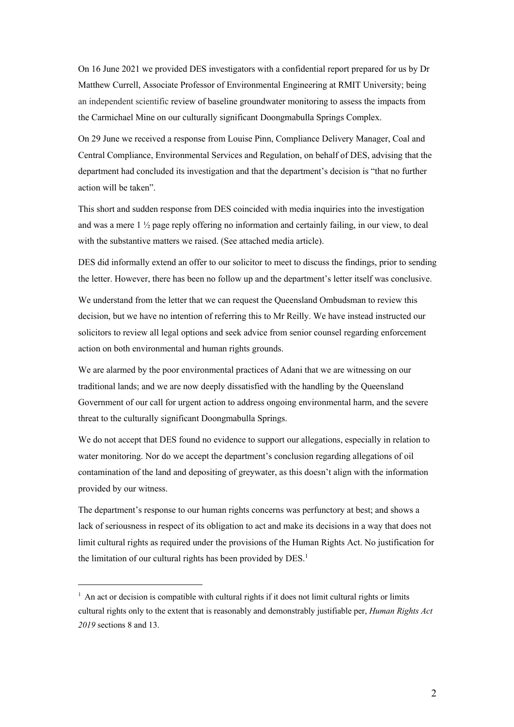On 16 June 2021 we provided DES investigators with a confidential report prepared for us by Dr Matthew Currell, Associate Professor of Environmental Engineering at RMIT University; being an independent scientific review of baseline groundwater monitoring to assess the impacts from the Carmichael Mine on our culturally significant Doongmabulla Springs Complex.

On 29 June we received a response from Louise Pinn, Compliance Delivery Manager, Coal and Central Compliance, Environmental Services and Regulation, on behalf of DES, advising that the department had concluded its investigation and that the department's decision is "that no further action will be taken".

This short and sudden response from DES coincided with media inquiries into the investigation and was a mere 1 ½ page reply offering no information and certainly failing, in our view, to deal with the substantive matters we raised. (See attached media article).

DES did informally extend an offer to our solicitor to meet to discuss the findings, prior to sending the letter. However, there has been no follow up and the department's letter itself was conclusive.

We understand from the letter that we can request the Queensland Ombudsman to review this decision, but we have no intention of referring this to Mr Reilly. We have instead instructed our solicitors to review all legal options and seek advice from senior counsel regarding enforcement action on both environmental and human rights grounds.

We are alarmed by the poor environmental practices of Adani that we are witnessing on our traditional lands; and we are now deeply dissatisfied with the handling by the Queensland Government of our call for urgent action to address ongoing environmental harm, and the severe threat to the culturally significant Doongmabulla Springs.

We do not accept that DES found no evidence to support our allegations, especially in relation to water monitoring. Nor do we accept the department's conclusion regarding allegations of oil contamination of the land and depositing of greywater, as this doesn't align with the information provided by our witness.

The department's response to our human rights concerns was perfunctory at best; and shows a lack of seriousness in respect of its obligation to act and make its decisions in a way that does not limit cultural rights as required under the provisions of the Human Rights Act. No justification for the limitation of our cultural rights has been provided by DES.[1]

[1] An act or decision is compatible with cultural rights if it does not limit cultural rights or limits cultural rights only to the extent that is reasonably and demonstrably justifiable per, *Human Rights Act 2019* sections 8 and 13.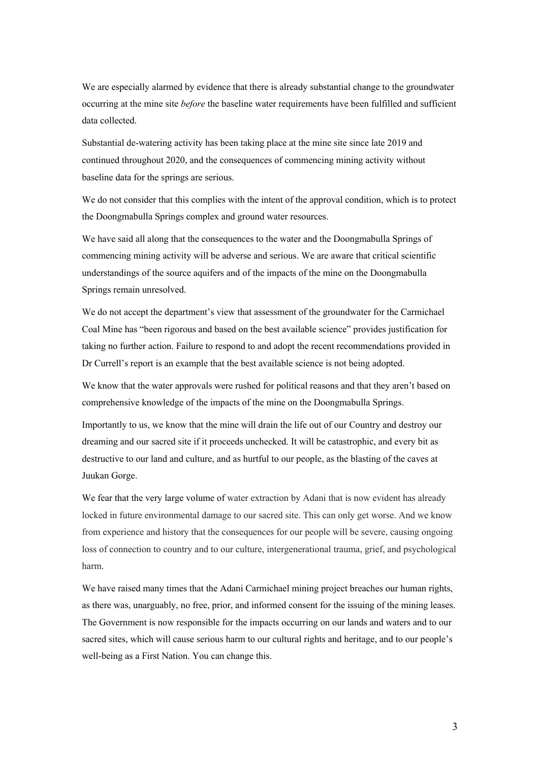We are especially alarmed by evidence that there is already substantial change to the groundwater occurring at the mine site *before* the baseline water requirements have been fulfilled and sufficient data collected.

Substantial de-watering activity has been taking place at the mine site since late 2019 and continued throughout 2020, and the consequences of commencing mining activity without baseline data for the springs are serious.

We do not consider that this complies with the intent of the approval condition, which is to protect the Doongmabulla Springs complex and ground water resources.

We have said all along that the consequences to the water and the Doongmabulla Springs of commencing mining activity will be adverse and serious. We are aware that critical scientific understandings of the source aquifers and of the impacts of the mine on the Doongmabulla Springs remain unresolved.

We do not accept the department's view that assessment of the groundwater for the Carmichael Coal Mine has "been rigorous and based on the best available science" provides justification for taking no further action. Failure to respond to and adopt the recent recommendations provided in Dr Currell's report is an example that the best available science is not being adopted.

We know that the water approvals were rushed for political reasons and that they aren't based on comprehensive knowledge of the impacts of the mine on the Doongmabulla Springs.

Importantly to us, we know that the mine will drain the life out of our Country and destroy our dreaming and our sacred site if it proceeds unchecked. It will be catastrophic, and every bit as destructive to our land and culture, and as hurtful to our people, as the blasting of the caves at Juukan Gorge.

We fear that the very large volume of water extraction by Adani that is now evident has already locked in future environmental damage to our sacred site. This can only get worse. And we know from experience and history that the consequences for our people will be severe, causing ongoing loss of connection to country and to our culture, intergenerational trauma, grief, and psychological harm.

We have raised many times that the Adani Carmichael mining project breaches our human rights, as there was, unarguably, no free, prior, and informed consent for the issuing of the mining leases. The Government is now responsible for the impacts occurring on our lands and waters and to our sacred sites, which will cause serious harm to our cultural rights and heritage, and to our people's well-being as a First Nation. You can change this.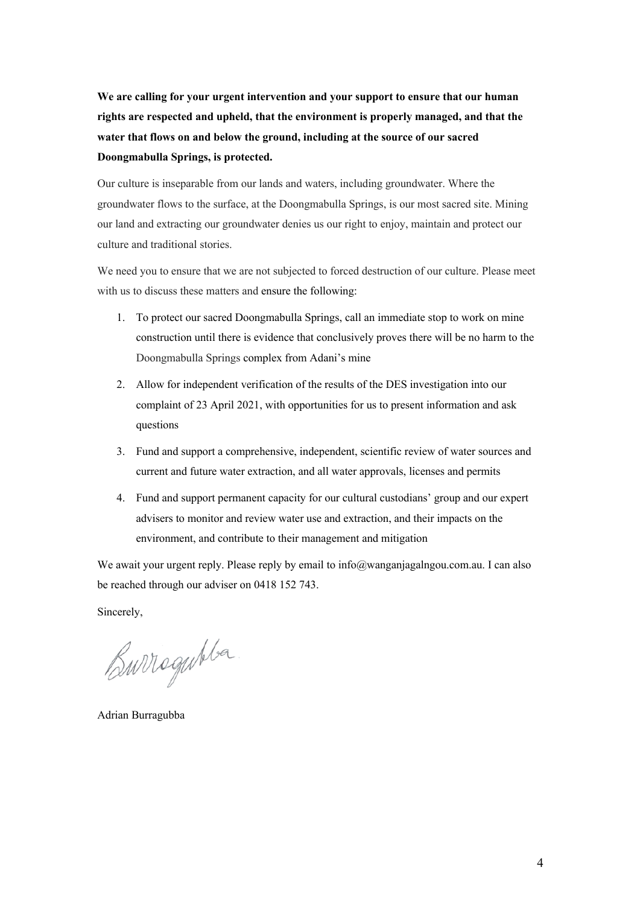**We are calling for your urgent intervention and your support to ensure that our human rights are respected and upheld, that the environment is properly managed, and that the water that flows on and below the ground, including at the source of our sacred Doongmabulla Springs, is protected.**

Our culture is inseparable from our lands and waters, including groundwater. Where the groundwater flows to the surface, at the Doongmabulla Springs, is our most sacred site. Mining our land and extracting our groundwater denies us our right to enjoy, maintain and protect our culture and traditional stories.

We need you to ensure that we are not subjected to forced destruction of our culture. Please meet with us to discuss these matters and ensure the following:

1. To protect our sacred Doongmabulla Springs, call an immediate stop to work on mine construction until there is evidence that conclusively proves there will be no harm to the Doongmabulla Springs complex from Adani's mine
2. Allow for independent verification of the results of the DES investigation into our complaint of 23 April 2021, with opportunities for us to present information and ask questions
3. Fund and support a comprehensive, independent, scientific review of water sources and current and future water extraction, and all water approvals, licenses and permits
4. Fund and support permanent capacity for our cultural custodians' group and our expert advisers to monitor and review water use and extraction, and their impacts on the environment, and contribute to their management and mitigation

We await your urgent reply. Please reply by email to info@wanganjagalngou.com.au. I can also be reached through our adviser on 0418 152 743.

Sincerely,

Burragubba

Adrian Burragubba